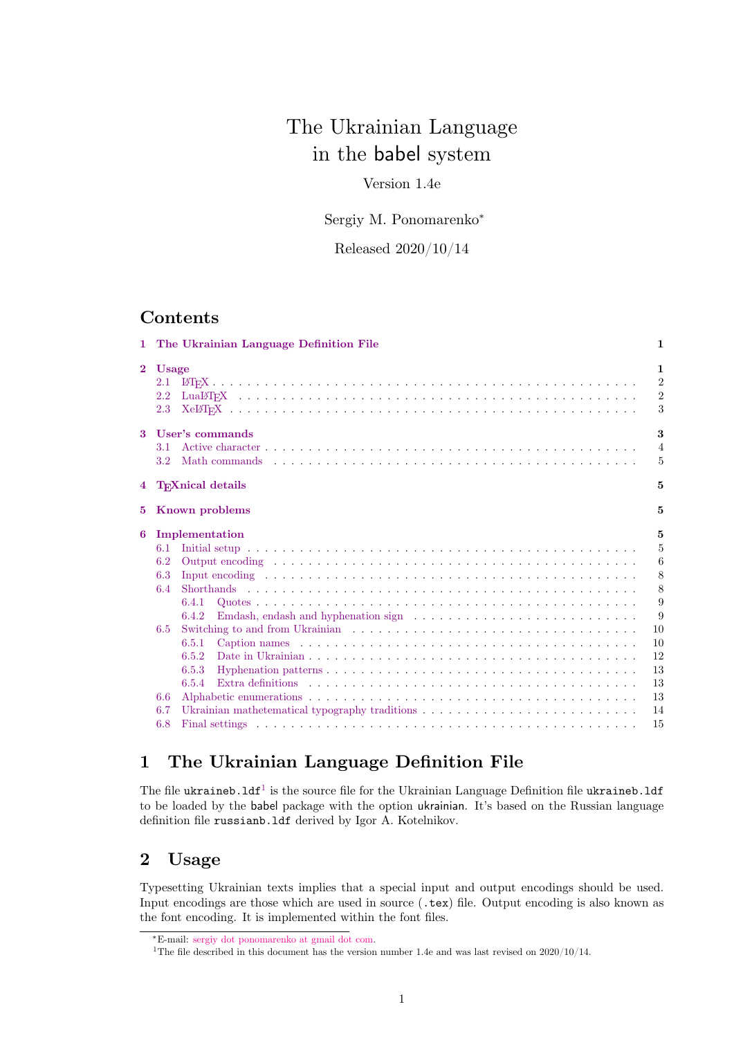# The Ukrainian Language in the babel system

Version 1.4e

Sergiy M. Ponomarenko[*]

Released 2020/10/14

## Contents

- 1 The Ukrainian Language Definition File — 1
- 2 Usage — 1
  - 2.1 LaTeX — 2
  - 2.2 LuaLaTeX — 2
  - 2.3 XeLaTeX — 3
- 3 User's commands — 3
  - 3.1 Active character — 4
  - 3.2 Math commands — 5
- 4 TeXnical details — 5
- 5 Known problems — 5
- 6 Implementation — 5
  - 6.1 Initial setup — 5
  - 6.2 Output encoding — 6
  - 6.3 Input encoding — 8
  - 6.4 Shorthands — 8
    - 6.4.1 Quotes — 9
    - 6.4.2 Emdash, endash and hyphenation sign — 9
  - 6.5 Switching to and from Ukrainian — 10
    - 6.5.1 Caption names — 10
    - 6.5.2 Date in Ukrainian — 12
    - 6.5.3 Hyphenation patterns — 13
    - 6.5.4 Extra definitions — 13
  - 6.6 Alphabetic enumerations — 13
  - 6.7 Ukrainian mathetematical typography traditions — 14
  - 6.8 Final settings — 15

## 1 The Ukrainian Language Definition File

The file `ukraineb.ldf`[1] is the source file for the Ukrainian Language Definition file `ukraineb.ldf` to be loaded by the babel package with the option ukrainian. It's based on the Russian language definition file `russianb.ldf` derived by Igor A. Kotelnikov.

## 2 Usage

Typesetting Ukrainian texts implies that a special input and output encodings should be used. Input encodings are those which are used in source (`.tex`) file. Output encoding is also known as the font encoding. It is implemented within the font files.

[*] E-mail: sergiy dot ponomarenko at gmail dot com.

[1] The file described in this document has the version number 1.4e and was last revised on 2020/10/14.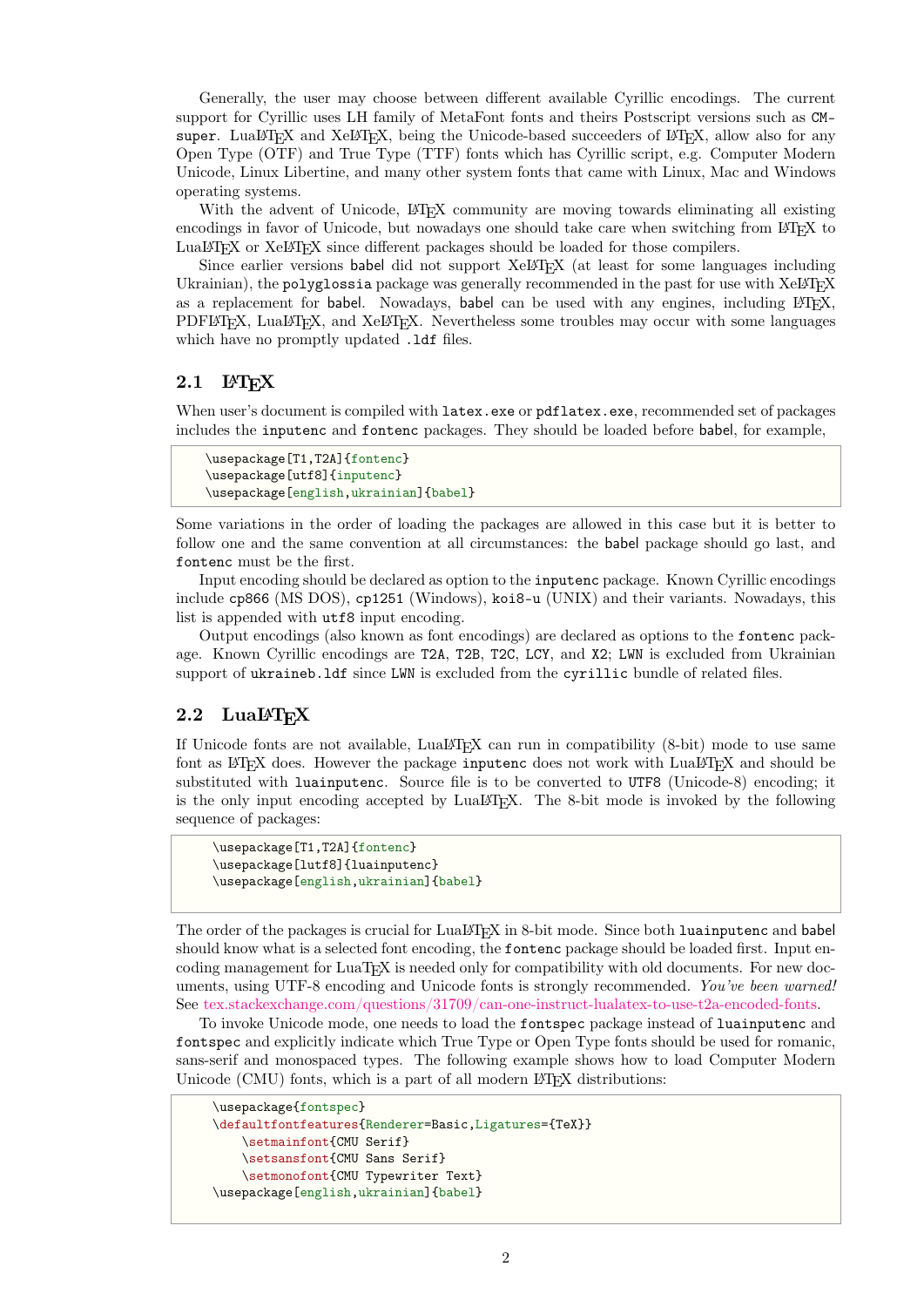Generally, the user may choose between different available Cyrillic encodings. The current support for Cyrillic uses LH family of MetaFont fonts and theirs Postscript versions such as CM-super. LuaLaTeX and XeLaTeX, being the Unicode-based succeeders of LaTeX, allow also for any Open Type (OTF) and True Type (TTF) fonts which has Cyrillic script, e.g. Computer Modern Unicode, Linux Libertine, and many other system fonts that came with Linux, Mac and Windows operating systems.

With the advent of Unicode, LaTeX community are moving towards eliminating all existing encodings in favor of Unicode, but nowadays one should take care when switching from LaTeX to LuaLaTeX or XeLaTeX since different packages should be loaded for those compilers.

Since earlier versions babel did not support XeLaTeX (at least for some languages including Ukrainian), the `polyglossia` package was generally recommended in the past for use with XeLaTeX as a replacement for babel. Nowadays, babel can be used with any engines, including LaTeX, PDFLaTeX, LuaLaTeX, and XeLaTeX. Nevertheless some troubles may occur with some languages which have no promptly updated `.ldf` files.

## 2.1 LaTeX

When user's document is compiled with `latex.exe` or `pdflatex.exe`, recommended set of packages includes the `inputenc` and `fontenc` packages. They should be loaded before babel, for example,

```
\usepackage[T1,T2A]{fontenc}
\usepackage[utf8]{inputenc}
\usepackage[english,ukrainian]{babel}
```

Some variations in the order of loading the packages are allowed in this case but it is better to follow one and the same convention at all circumstances: the babel package should go last, and `fontenc` must be the first.

Input encoding should be declared as option to the `inputenc` package. Known Cyrillic encodings include `cp866` (MS DOS), `cp1251` (Windows), `koi8-u` (UNIX) and their variants. Nowadays, this list is appended with `utf8` input encoding.

Output encodings (also known as font encodings) are declared as options to the `fontenc` package. Known Cyrillic encodings are `T2A`, `T2B`, `T2C`, `LCY`, and `X2`; `LWN` is excluded from Ukrainian support of `ukraineb.ldf` since `LWN` is excluded from the `cyrillic` bundle of related files.

## 2.2 LuaLaTeX

If Unicode fonts are not available, LuaLaTeX can run in compatibility (8-bit) mode to use same font as LaTeX does. However the package `inputenc` does not work with LuaLaTeX and should be substituted with `luainputenc`. Source file is to be converted to `UTF8` (Unicode-8) encoding; it is the only input encoding accepted by LuaLaTeX. The 8-bit mode is invoked by the following sequence of packages:

```
\usepackage[T1,T2A]{fontenc}
\usepackage[lutf8]{luainputenc}
\usepackage[english,ukrainian]{babel}
```

The order of the packages is crucial for LuaLaTeX in 8-bit mode. Since both `luainputenc` and babel should know what is a selected font encoding, the `fontenc` package should be loaded first. Input encoding management for LuaTeX is needed only for compatibility with old documents. For new documents, using UTF-8 encoding and Unicode fonts is strongly recommended. *You've been warned!* See tex.stackexchange.com/questions/31709/can-one-instruct-lualatex-to-use-t2a-encoded-fonts.

To invoke Unicode mode, one needs to load the `fontspec` package instead of `luainputenc` and `fontspec` and explicitly indicate which True Type or Open Type fonts should be used for romanic, sans-serif and monospaced types. The following example shows how to load Computer Modern Unicode (CMU) fonts, which is a part of all modern LaTeX distributions:

```
\usepackage{fontspec}
\defaultfontfeatures{Renderer=Basic,Ligatures={TeX}}
    \setmainfont{CMU Serif}
    \setsansfont{CMU Sans Serif}
    \setmonofont{CMU Typewriter Text}
\usepackage[english,ukrainian]{babel}
```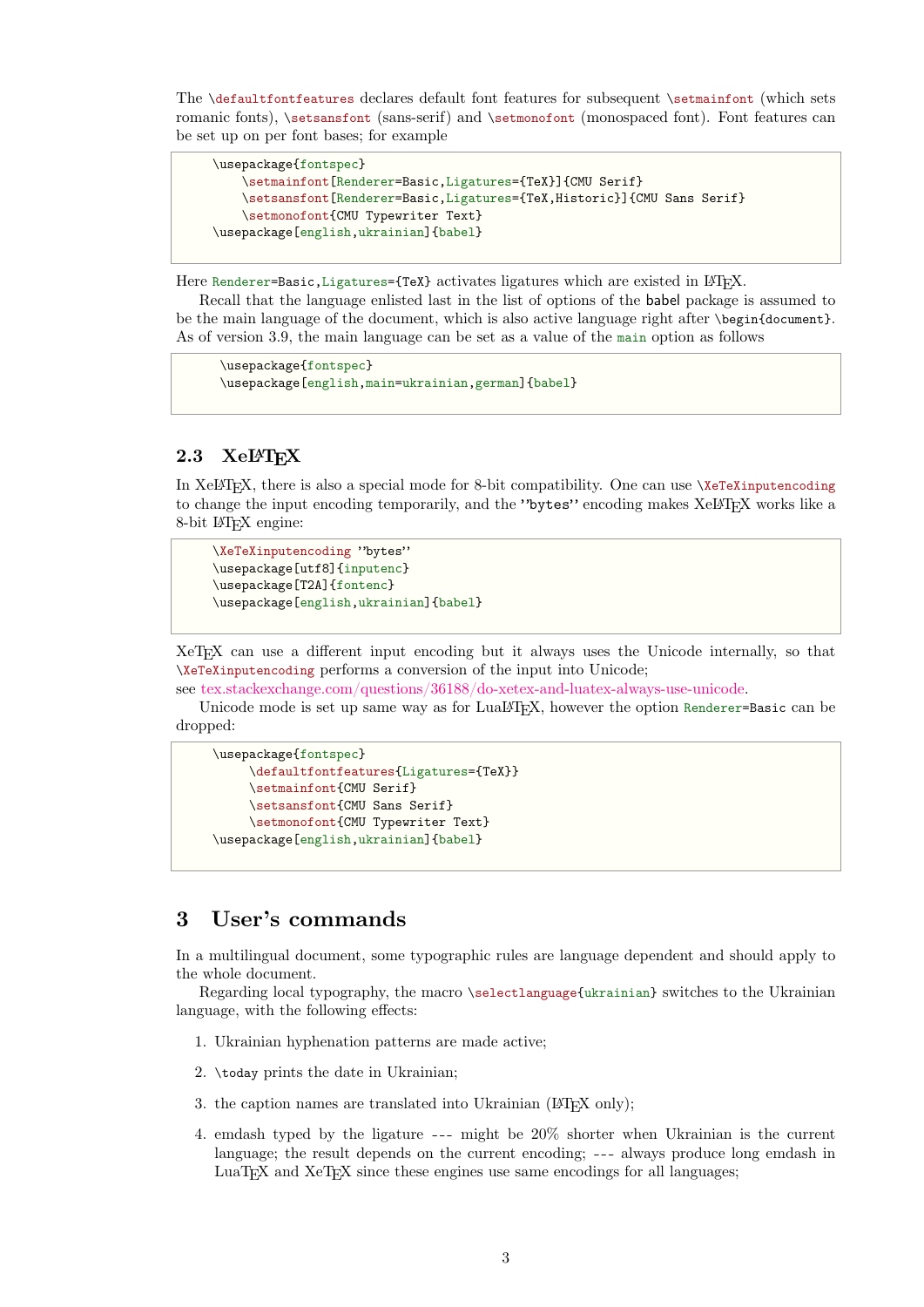The `\defaultfontfeatures` declares default font features for subsequent `\setmainfont` (which sets romanic fonts), `\setsansfont` (sans-serif) and `\setmonofont` (monospaced font). Font features can be set up on per font bases; for example

```
\usepackage{fontspec}
    \setmainfont[Renderer=Basic,Ligatures={TeX}]{CMU Serif}
    \setsansfont[Renderer=Basic,Ligatures={TeX,Historic}]{CMU Sans Serif}
    \setmonofont{CMU Typewriter Text}
\usepackage[english,ukrainian]{babel}
```

Here `Renderer=Basic,Ligatures={TeX}` activates ligatures which are existed in LaTeX.

Recall that the language enlisted last in the list of options of the babel package is assumed to be the main language of the document, which is also active language right after `\begin{document}`. As of version 3.9, the main language can be set as a value of the `main` option as follows

```
\usepackage{fontspec}
\usepackage[english,main=ukrainian,german]{babel}
```

## 2.3 XeLaTeX

In XeLaTeX, there is also a special mode for 8-bit compatibility. One can use `\XeTeXinputencoding` to change the input encoding temporarily, and the ”bytes” encoding makes XeLaTeX works like a 8-bit LaTeX engine:

```
\XeTeXinputencoding "bytes"
\usepackage[utf8]{inputenc}
\usepackage[T2A]{fontenc}
\usepackage[english,ukrainian]{babel}
```

XeTeX can use a different input encoding but it always uses the Unicode internally, so that `\XeTeXinputencoding` performs a conversion of the input into Unicode; see tex.stackexchange.com/questions/36188/do-xetex-and-luatex-always-use-unicode.

Unicode mode is set up same way as for LuaLaTeX, however the option `Renderer=Basic` can be dropped:

```
\usepackage{fontspec}
     \defaultfontfeatures{Ligatures={TeX}}
     \setmainfont{CMU Serif}
     \setsansfont{CMU Sans Serif}
     \setmonofont{CMU Typewriter Text}
\usepackage[english,ukrainian]{babel}
```

# 3 User’s commands

In a multilingual document, some typographic rules are language dependent and should apply to the whole document.

Regarding local typography, the macro `\selectlanguage{ukrainian}` switches to the Ukrainian language, with the following effects:

1. Ukrainian hyphenation patterns are made active;
2. `\today` prints the date in Ukrainian;
3. the caption names are translated into Ukrainian (LaTeX only);
4. emdash typed by the ligature `---` might be 20% shorter when Ukrainian is the current language; the result depends on the current encoding; `---` always produce long emdash in LuaTeX and XeTeX since these engines use same encodings for all languages;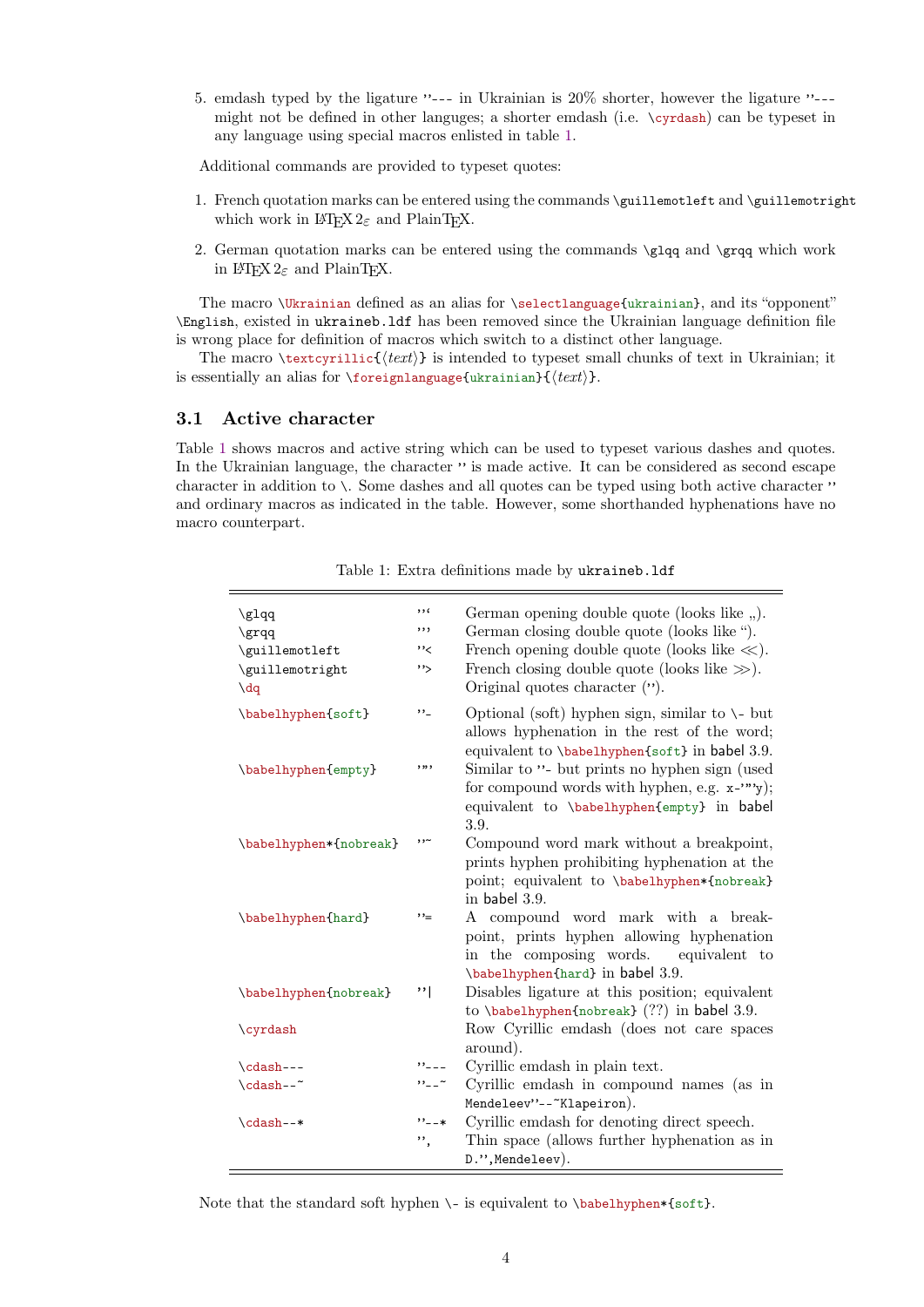5. emdash typed by the ligature "--- in Ukrainian is 20% shorter, however the ligature "--- might not be defined in other languges; a shorter emdash (i.e. `\cyrdash`) can be typeset in any language using special macros enlisted in table 1.

Additional commands are provided to typeset quotes:

1. French quotation marks can be entered using the commands `\guillemotleft` and `\guillemotright` which work in LaTeX 2ε and PlainTeX.
2. German quotation marks can be entered using the commands `\glqq` and `\grqq` which work in LaTeX 2ε and PlainTeX.

The macro `\Ukrainian` defined as an alias for `\selectlanguage{ukrainian}`, and its "opponent" `\English`, existed in `ukraineb.ldf` has been removed since the Ukrainian language definition file is wrong place for definition of macros which switch to a distinct other language.

The macro `\textcyrillic{⟨text⟩}` is intended to typeset small chunks of text in Ukrainian; it is essentially an alias for `\foreignlanguage{ukrainian}{⟨text⟩}`.

## 3.1 Active character

Table 1 shows macros and active string which can be used to typeset various dashes and quotes. In the Ukrainian language, the character " is made active. It can be considered as second escape character in addition to \. Some dashes and all quotes can be typed using both active character " and ordinary macros as indicated in the table. However, some shorthanded hyphenations have no macro counterpart.

Table 1: Extra definitions made by `ukraineb.ldf`

| | | |
|---|---|---|
| `\glqq` | "` | German opening double quote (looks like „). |
| `\grqq` | "' | German closing double quote (looks like "). |
| `\guillemotleft` | "< | French opening double quote (looks like ≪). |
| `\guillemotright` | "> | French closing double quote (looks like ≫). |
| `\dq` | | Original quotes character ("). |
| `\babelhyphen{soft}` | "- | Optional (soft) hyphen sign, similar to `\-` but allows hyphenation in the rest of the word; equivalent to `\babelhyphen{soft}` in babel 3.9. |
| `\babelhyphen{empty}` | "" | Similar to "- but prints no hyphen sign (used for compound words with hyphen, e.g. `x-""y`); equivalent to `\babelhyphen{empty}` in babel 3.9. |
| `\babelhyphen*{nobreak}` | "~ | Compound word mark without a breakpoint, prints hyphen prohibiting hyphenation at the point; equivalent to `\babelhyphen*{nobreak}` in babel 3.9. |
| `\babelhyphen{hard}` | "= | A compound word mark with a breakpoint, prints hyphen allowing hyphenation in the composing words. equivalent to `\babelhyphen{hard}` in babel 3.9. |
| `\babelhyphen{nobreak}` | "\| | Disables ligature at this position; equivalent to `\babelhyphen{nobreak}` (??) in babel 3.9. |
| `\cyrdash` | | Row Cyrillic emdash (does not care spaces around). |
| `\cdash---` | "--- | Cyrillic emdash in plain text. |
| `\cdash--~` | "--~ | Cyrillic emdash in compound names (as in `Mendeleev"--~Klapeiron`). |
| `\cdash--*` | "--* | Cyrillic emdash for denoting direct speech. |
| | ", | Thin space (allows further hyphenation as in `D.",Mendeleev`). |

Note that the standard soft hyphen `\-` is equivalent to `\babelhyphen*{soft}`.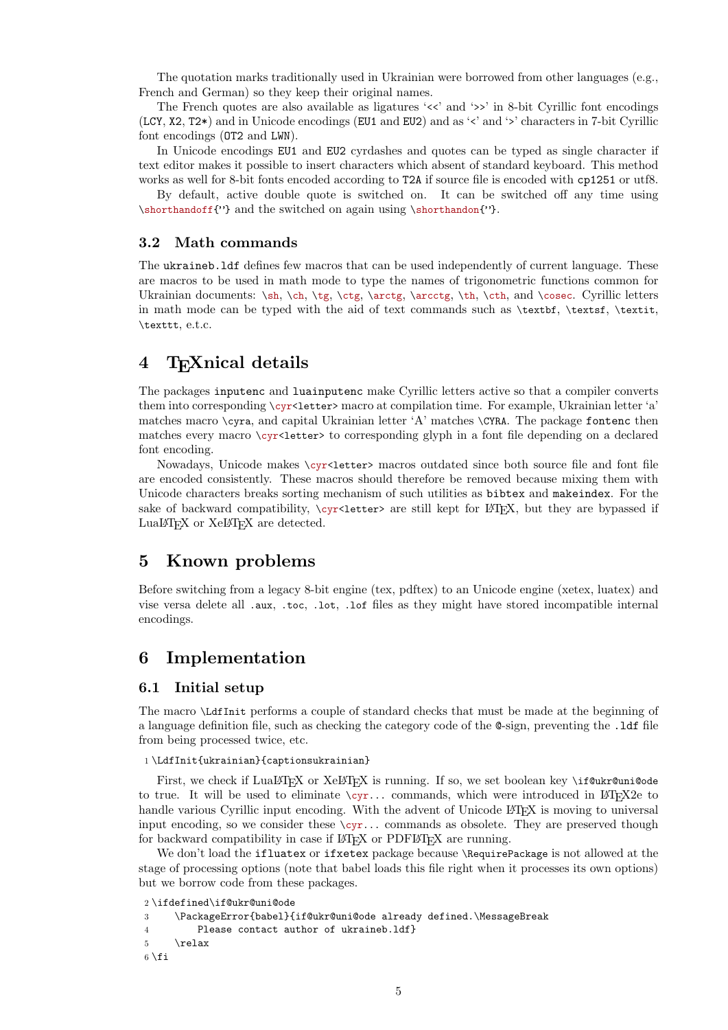The quotation marks traditionally used in Ukrainian were borrowed from other languages (e.g., French and German) so they keep their original names.

The French quotes are also available as ligatures '<<' and '>>' in 8-bit Cyrillic font encodings (LCY, X2, T2*) and in Unicode encodings (EU1 and EU2) and as '<' and '>' characters in 7-bit Cyrillic font encodings (OT2 and LWN).

In Unicode encodings EU1 and EU2 cyrdashes and quotes can be typed as single character if text editor makes it possible to insert characters which absent of standard keyboard. This method works as well for 8-bit fonts encoded according to T2A if source file is encoded with cp1251 or utf8.

By default, active double quote is switched on. It can be switched off any time using `\shorthandoff{"}` and the switched on again using `\shorthandon{"}`.

### 3.2 Math commands

The ukraineb.ldf defines few macros that can be used independently of current language. These are macros to be used in math mode to type the names of trigonometric functions common for Ukrainian documents: `\sh`, `\ch`, `\tg`, `\ctg`, `\arctg`, `\arcctg`, `\th`, `\cth`, and `\cosec`. Cyrillic letters in math mode can be typed with the aid of text commands such as `\textbf`, `\textsf`, `\textit`, `\texttt`, e.t.c.

## 4 TEXnical details

The packages inputenc and luainputenc make Cyrillic letters active so that a compiler converts them into corresponding `\cyr<letter>` macro at compilation time. For example, Ukrainian letter 'a' matches macro `\cyra`, and capital Ukrainian letter 'A' matches `\CYRA`. The package fontenc then matches every macro `\cyr<letter>` to corresponding glyph in a font file depending on a declared font encoding.

Nowadays, Unicode makes `\cyr<letter>` macros outdated since both source file and font file are encoded consistently. These macros should therefore be removed because mixing them with Unicode characters breaks sorting mechanism of such utilities as bibtex and makeindex. For the sake of backward compatibility, `\cyr<letter>` are still kept for LaTeX, but they are bypassed if LuaLaTeX or XeLaTeX are detected.

## 5 Known problems

Before switching from a legacy 8-bit engine (tex, pdftex) to an Unicode engine (xetex, luatex) and vise versa delete all .aux, .toc, .lot, .lof files as they might have stored incompatible internal encodings.

## 6 Implementation

### 6.1 Initial setup

The macro `\LdfInit` performs a couple of standard checks that must be made at the beginning of a language definition file, such as checking the category code of the @-sign, preventing the .ldf file from being processed twice, etc.

```
1 \LdfInit{ukrainian}{captionsukrainian}
```

First, we check if LuaLaTeX or XeLaTeX is running. If so, we set boolean key `\if@ukr@uni@ode` to true. It will be used to eliminate `\cyr`... commands, which were introduced in LaTeX2e to handle various Cyrillic input encoding. With the advent of Unicode LaTeX is moving to universal input encoding, so we consider these `\cyr`... commands as obsolete. They are preserved though for backward compatibility in case if LaTeX or PDFLaTeX are running.

We don't load the ifluatex or ifxetex package because `\RequirePackage` is not allowed at the stage of processing options (note that babel loads this file right when it processes its own options) but we borrow code from these packages.

```
2 \ifdefined\if@ukr@uni@ode
3     \PackageError{babel}{if@ukr@uni@ode already defined.\MessageBreak
4         Please contact author of ukraineb.ldf}
5     \relax
6 \fi
```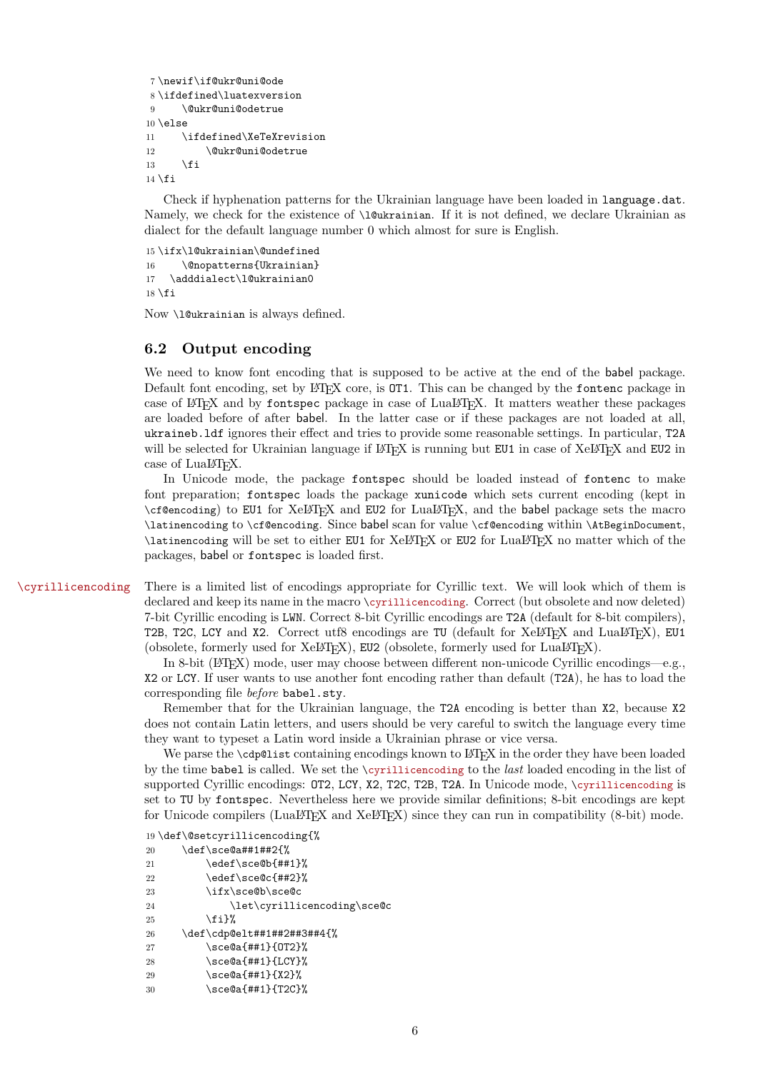```
7 \newif\if@ukr@uni@ode
8 \ifdefined\luatexversion
9     \@ukr@uni@odetrue
10 \else
11     \ifdefined\XeTeXrevision
12         \@ukr@uni@odetrue
13     \fi
14 \fi
```

Check if hyphenation patterns for the Ukrainian language have been loaded in `language.dat`. Namely, we check for the existence of `\l@ukrainian`. If it is not defined, we declare Ukrainian as dialect for the default language number 0 which almost for sure is English.

```
15 \ifx\l@ukrainian\@undefined
16     \@nopatterns{Ukrainian}
17   \adddialect\l@ukrainian0
18 \fi
```

Now `\l@ukrainian` is always defined.

## 6.2 Output encoding

We need to know font encoding that is supposed to be active at the end of the babel package. Default font encoding, set by LaTeX core, is `OT1`. This can be changed by the `fontenc` package in case of LaTeX and by `fontspec` package in case of LuaLaTeX. It matters weather these packages are loaded before of after babel. In the latter case or if these packages are not loaded at all, `ukraineb.ldf` ignores their effect and tries to provide some reasonable settings. In particular, `T2A` will be selected for Ukrainian language if LaTeX is running but `EU1` in case of XeLaTeX and `EU2` in case of LuaLaTeX.

In Unicode mode, the package `fontspec` should be loaded instead of `fontenc` to make font preparation; `fontspec` loads the package `xunicode` which sets current encoding (kept in `\cf@encoding`) to `EU1` for XeLaTeX and `EU2` for LuaLaTeX, and the babel package sets the macro `\latinencoding` to `\cf@encoding`. Since babel scan for value `\cf@encoding` within `\AtBeginDocument`, `\latinencoding` will be set to either `EU1` for XeLaTeX or `EU2` for LuaLaTeX no matter which of the packages, babel or `fontspec` is loaded first.

`\cyrillicencoding` There is a limited list of encodings appropriate for Cyrillic text. We will look which of them is declared and keep its name in the macro `\cyrillicencoding`. Correct (but obsolete and now deleted) 7-bit Cyrillic encoding is `LWN`. Correct 8-bit Cyrillic encodings are `T2A` (default for 8-bit compilers), `T2B`, `T2C`, `LCY` and `X2`. Correct utf8 encodings are `TU` (default for XeLaTeX and LuaLaTeX), `EU1` (obsolete, formerly used for XeLaTeX), `EU2` (obsolete, formerly used for LuaLaTeX).

In 8-bit (LaTeX) mode, user may choose between different non-unicode Cyrillic encodings—e.g., `X2` or `LCY`. If user wants to use another font encoding rather than default (`T2A`), he has to load the corresponding file *before* `babel.sty`.

Remember that for the Ukrainian language, the `T2A` encoding is better than `X2`, because `X2` does not contain Latin letters, and users should be very careful to switch the language every time they want to typeset a Latin word inside a Ukrainian phrase or vice versa.

We parse the `\cdp@list` containing encodings known to LaTeX in the order they have been loaded by the time babel is called. We set the `\cyrillicencoding` to the *last* loaded encoding in the list of supported Cyrillic encodings: `OT2`, `LCY`, `X2`, `T2C`, `T2B`, `T2A`. In Unicode mode, `\cyrillicencoding` is set to `TU` by `fontspec`. Nevertheless here we provide similar definitions; 8-bit encodings are kept for Unicode compilers (LuaLaTeX and XeLaTeX) since they can run in compatibility (8-bit) mode.

```
19 \def\@setcyrillicencoding{%
20     \def\sce@a##1##2{%
21         \edef\sce@b{##1}%
22         \edef\sce@c{##2}%
23         \ifx\sce@b\sce@c
24             \let\cyrillicencoding\sce@c
25         \fi}%
26     \def\cdp@elt##1##2##3##4{%
27         \sce@a{##1}{OT2}%
28         \sce@a{##1}{LCY}%
29         \sce@a{##1}{X2}%
30         \sce@a{##1}{T2C}%
```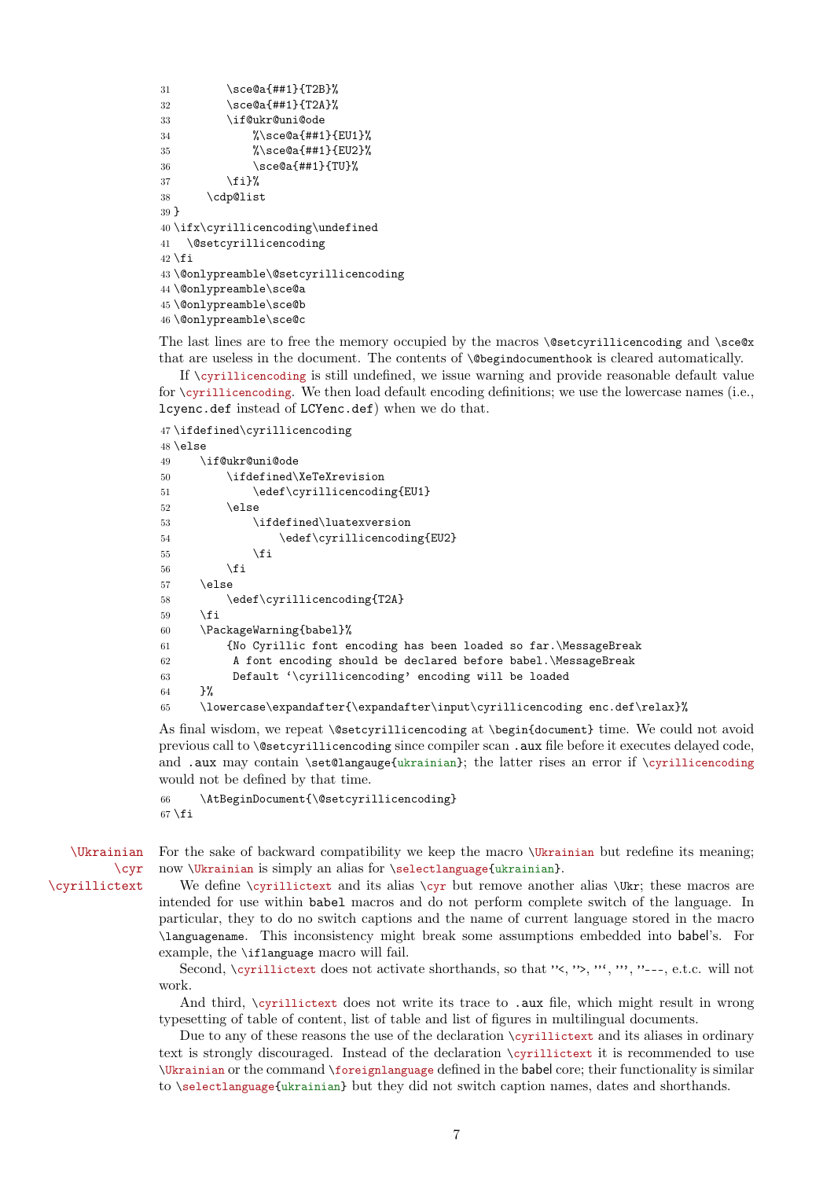```
31         \sce@a{##1}{T2B}%
32         \sce@a{##1}{T2A}%
33         \if@ukr@uni@ode
34             %\sce@a{##1}{EU1}%
35             %\sce@a{##1}{EU2}%
36             \sce@a{##1}{TU}%
37         \fi}%
38      \cdp@list
39 }
40 \ifx\cyrillicencoding\undefined
41   \@setcyrillicencoding
42 \fi
43 \@onlypreamble\@setcyrillicencoding
44 \@onlypreamble\sce@a
45 \@onlypreamble\sce@b
46 \@onlypreamble\sce@c
```

The last lines are to free the memory occupied by the macros `\@setcyrillicencoding` and `\sce@x` that are useless in the document. The contents of `\@begindocumenthook` is cleared automatically.

If `\cyrillicencoding` is still undefined, we issue warning and provide reasonable default value for `\cyrillicencoding`. We then load default encoding definitions; we use the lowercase names (i.e., `lcyenc.def` instead of `LCYenc.def`) when we do that.

```
47 \ifdefined\cyrillicencoding
48 \else
49     \if@ukr@uni@ode
50         \ifdefined\XeTeXrevision
51             \edef\cyrillicencoding{EU1}
52         \else
53             \ifdefined\luatexversion
54                 \edef\cyrillicencoding{EU2}
55             \fi
56         \fi
57     \else
58         \edef\cyrillicencoding{T2A}
59     \fi
60     \PackageWarning{babel}%
61         {No Cyrillic font encoding has been loaded so far.\MessageBreak
62          A font encoding should be declared before babel.\MessageBreak
63          Default `\cyrillicencoding' encoding will be loaded
64     }%
65     \lowercase\expandafter{\expandafter\input\cyrillicencoding enc.def\relax}%
```

As final wisdom, we repeat `\@setcyrillicencoding` at `\begin{document}` time. We could not avoid previous call to `\@setcyrillicencoding` since compiler scan `.aux` file before it executes delayed code, and `.aux` may contain `\set@langauge{ukrainian}`; the latter rises an error if `\cyrillicencoding` would not be defined by that time.

```
66     \AtBeginDocument{\@setcyrillicencoding}
67 \fi
```

`\Ukrainian` `\cyr` `\cyrillictext`

For the sake of backward compatibility we keep the macro `\Ukrainian` but redefine its meaning; now `\Ukrainian` is simply an alias for `\selectlanguage{ukrainian}`.

We define `\cyrillictext` and its alias `\cyr` but remove another alias `\Ukr`; these macros are intended for use within `babel` macros and do not perform complete switch of the language. In particular, they to do no switch captions and the name of current language stored in the macro `\languagename`. This inconsistency might break some assumptions embedded into babel's. For example, the `\iflanguage` macro will fail.

Second, `\cyrillictext` does not activate shorthands, so that `"<`, `">`, `"``, `"'`, `"---`, e.t.c. will not work.

And third, `\cyrillictext` does not write its trace to `.aux` file, which might result in wrong typesetting of table of content, list of table and list of figures in multilingual documents.

Due to any of these reasons the use of the declaration `\cyrillictext` and its aliases in ordinary text is strongly discouraged. Instead of the declaration `\cyrillictext` it is recommended to use `\Ukrainian` or the command `\foreignlanguage` defined in the babel core; their functionality is similar to `\selectlanguage{ukrainian}` but they did not switch caption names, dates and shorthands.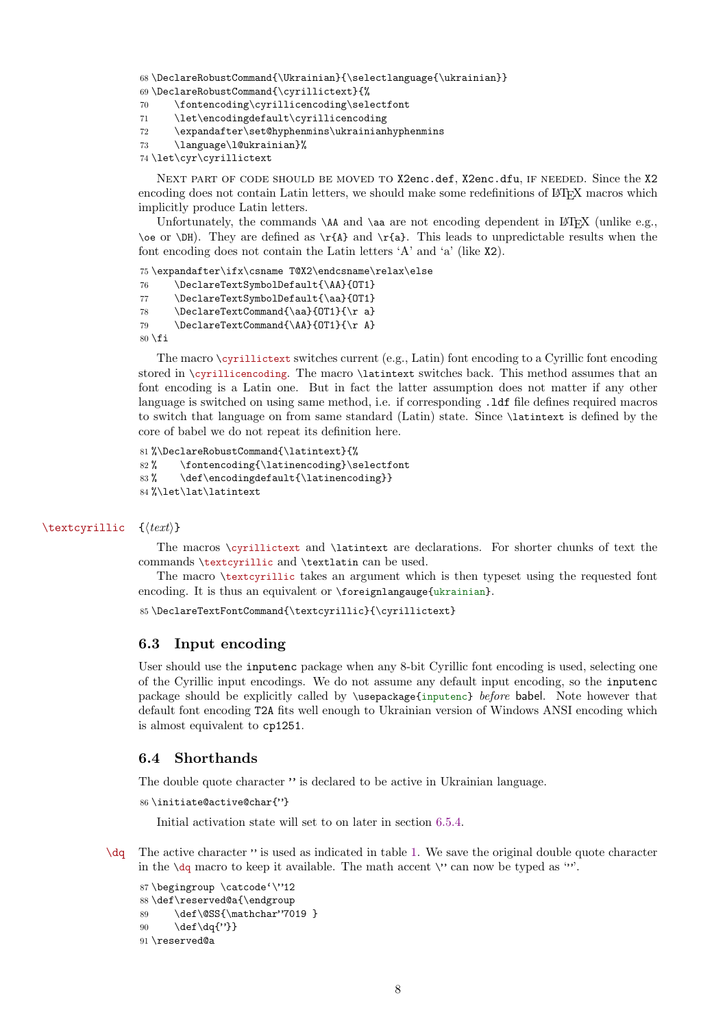```
68 \DeclareRobustCommand{\Ukrainian}{\selectlanguage{\ukrainian}}
69 \DeclareRobustCommand{\cyrillictext}{%
70     \fontencoding\cyrillicencoding\selectfont
71     \let\encodingdefault\cyrillicencoding
72     \expandafter\set@hyphenmins\ukrainianhyphenmins
73     \language\l@ukrainian}%
74 \let\cyr\cyrillictext
```

Next part of code should be moved to X2enc.def, X2enc.dfu, if needed. Since the X2 encoding does not contain Latin letters, we should make some redefinitions of LaTeX macros which implicitly produce Latin letters.

Unfortunately, the commands \AA and \aa are not encoding dependent in LaTeX (unlike e.g., \oe or \DH). They are defined as \r{A} and \r{a}. This leads to unpredictable results when the font encoding does not contain the Latin letters 'A' and 'a' (like X2).

```
75 \expandafter\ifx\csname T@X2\endcsname\relax\else
76     \DeclareTextSymbolDefault{\AA}{OT1}
77     \DeclareTextSymbolDefault{\aa}{OT1}
78     \DeclareTextCommand{\aa}{OT1}{\r a}
79     \DeclareTextCommand{\AA}{OT1}{\r A}
80 \fi
```

The macro \cyrillictext switches current (e.g., Latin) font encoding to a Cyrillic font encoding stored in \cyrillicencoding. The macro \latintext switches back. This method assumes that an font encoding is a Latin one. But in fact the latter assumption does not matter if any other language is switched on using same method, i.e. if corresponding .ldf file defines required macros to switch that language on from same standard (Latin) state. Since \latintext is defined by the core of babel we do not repeat its definition here.

```
81 %\DeclareRobustCommand{\latintext}{%
82 %    \fontencoding{\latinencoding}\selectfont
83 %    \def\encodingdefault{\latinencoding}}
84 %\let\lat\latintext
```

\textcyrillic {⟨*text*⟩}

The macros \cyrillictext and \latintext are declarations. For shorter chunks of text the commands \textcyrillic and \textlatin can be used.

The macro \textcyrillic takes an argument which is then typeset using the requested font encoding. It is thus an equivalent or \foreignlangauge{ukrainian}.

```
85 \DeclareTextFontCommand{\textcyrillic}{\cyrillictext}
```

### 6.3 Input encoding

User should use the inputenc package when any 8-bit Cyrillic font encoding is used, selecting one of the Cyrillic input encodings. We do not assume any default input encoding, so the inputenc package should be explicitly called by \usepackage{inputenc} *before* babel. Note however that default font encoding T2A fits well enough to Ukrainian version of Windows ANSI encoding which is almost equivalent to cp1251.

### 6.4 Shorthands

The double quote character " is declared to be active in Ukrainian language.

```
86 \initiate@active@char{"}
```

Initial activation state will set to on later in section 6.5.4.

\dq The active character " is used as indicated in table 1. We save the original double quote character in the \dq macro to keep it available. The math accent \" can now be typed as '"'.

```
87 \begingroup \catcode`\"12
88 \def\reserved@a{\endgroup
89     \def\@SS{\mathchar"7019 }
90     \def\dq{"}}
91 \reserved@a
```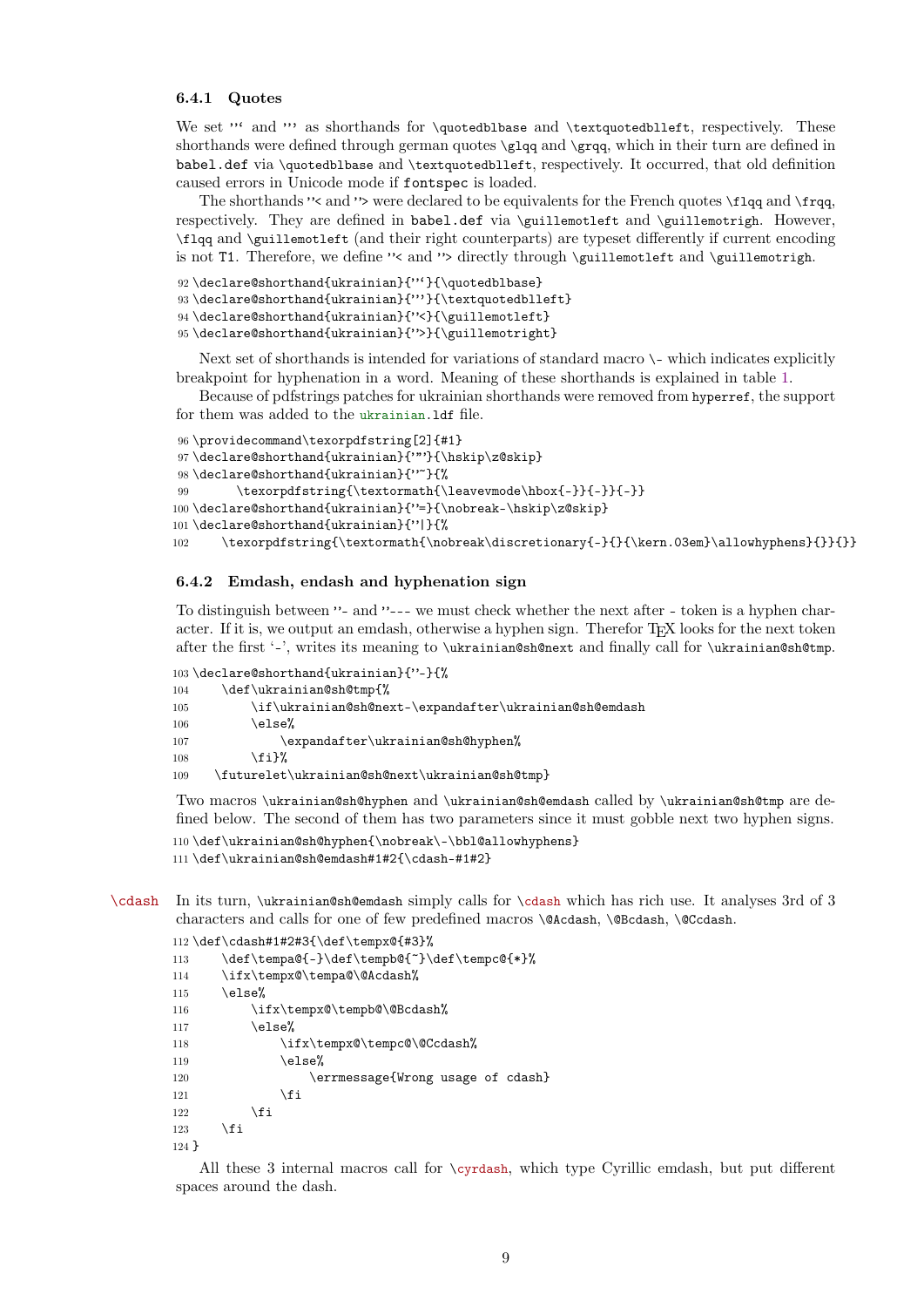### 6.4.1 Quotes

We set "` and "' as shorthands for \quotedblbase and \textquotedblleft, respectively. These shorthands were defined through german quotes \glqq and \grqq, which in their turn are defined in babel.def via \quotedblbase and \textquotedblleft, respectively. It occurred, that old definition caused errors in Unicode mode if fontspec is loaded.

The shorthands "< and "> were declared to be equivalents for the French quotes \flqq and \frqq, respectively. They are defined in babel.def via \guillemotleft and \guillemotrigh. However, \flqq and \guillemotleft (and their right counterparts) are typeset differently if current encoding is not T1. Therefore, we define "< and "> directly through \guillemotleft and \guillemotrigh.

```
92 \declare@shorthand{ukrainian}{"`}{\quotedblbase}
93 \declare@shorthand{ukrainian}{"'}{\textquotedblleft}
94 \declare@shorthand{ukrainian}{"<}{\guillemotleft}
95 \declare@shorthand{ukrainian}{">}{\guillemotright}
```

Next set of shorthands is intended for variations of standard macro \- which indicates explicitly breakpoint for hyphenation in a word. Meaning of these shorthands is explained in table 1.

Because of pdfstrings patches for ukrainian shorthands were removed from hyperref, the support for them was added to the ukrainian.ldf file.

```
96 \providecommand\texorpdfstring[2]{#1}
97 \declare@shorthand{ukrainian}{""}{\hskip\z@skip}
98 \declare@shorthand{ukrainian}{"~}{%
99       \texorpdfstring{\textormath{\leavevmode\hbox{-}}{-}}{-}}
100 \declare@shorthand{ukrainian}{"=}{\nobreak-\hskip\z@skip}
101 \declare@shorthand{ukrainian}{"|}{%
102     \texorpdfstring{\textormath{\nobreak\discretionary{-}{}{\kern.03em}\allowhyphens}{}}{}}
```

### 6.4.2 Emdash, endash and hyphenation sign

To distinguish between "- and "--- we must check whether the next after - token is a hyphen character. If it is, we output an emdash, otherwise a hyphen sign. Therefor TEX looks for the next token after the first '-', writes its meaning to \ukrainian@sh@next and finally call for \ukrainian@sh@tmp.

```
103 \declare@shorthand{ukrainian}{"-}{%
104     \def\ukrainian@sh@tmp{%
105         \if\ukrainian@sh@next-\expandafter\ukrainian@sh@emdash
106         \else%
107             \expandafter\ukrainian@sh@hyphen%
108         \fi}%
109   \futurelet\ukrainian@sh@next\ukrainian@sh@tmp}
```

Two macros \ukrainian@sh@hyphen and \ukrainian@sh@emdash called by \ukrainian@sh@tmp are defined below. The second of them has two parameters since it must gobble next two hyphen signs.

```
110 \def\ukrainian@sh@hyphen{\nobreak\-\bbl@allowhyphens}
111 \def\ukrainian@sh@emdash#1#2{\cdash-#1#2}
```

\cdash In its turn, \ukrainian@sh@emdash simply calls for \cdash which has rich use. It analyses 3rd of 3 characters and calls for one of few predefined macros \@Acdash, \@Bcdash, \@Ccdash.

```
112 \def\cdash#1#2#3{\def\tempx@{#3}%
113     \def\tempa@{-}\def\tempb@{~}\def\tempc@{*}%
114     \ifx\tempx@\tempa@\@Acdash%
115     \else%
116         \ifx\tempx@\tempb@\@Bcdash%
117         \else%
118             \ifx\tempx@\tempc@\@Ccdash%
119             \else%
120                 \errmessage{Wrong usage of cdash}
121             \fi
122         \fi
123     \fi
124 }
```

All these 3 internal macros call for \cyrdash, which type Cyrillic emdash, but put different spaces around the dash.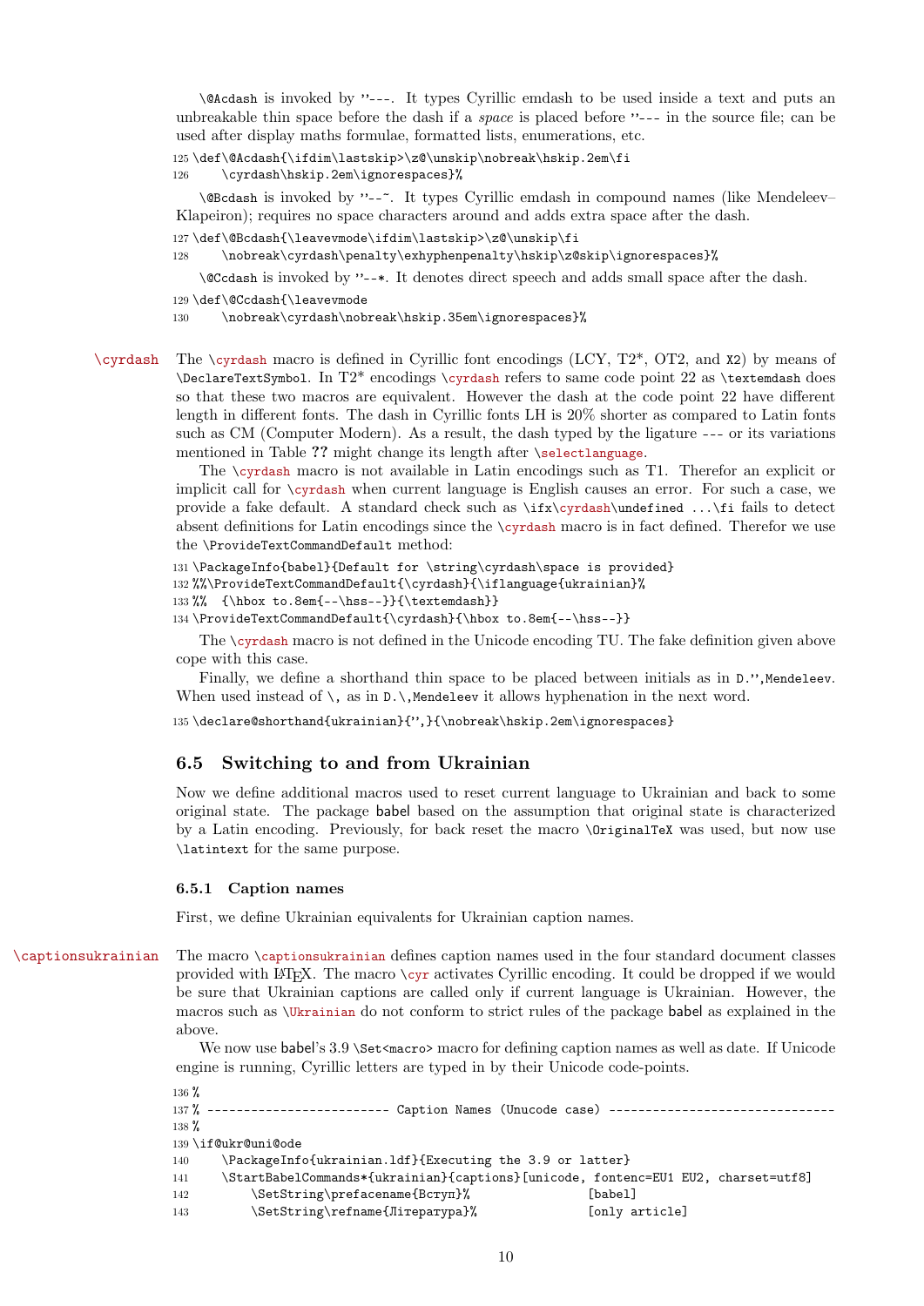\@Acdash is invoked by "---. It types Cyrillic emdash to be used inside a text and puts an unbreakable thin space before the dash if a *space* is placed before "--- in the source file; can be used after display maths formulae, formatted lists, enumerations, etc.

```
125 \def\@Acdash{\ifdim\lastskip>\z@\unskip\nobreak\hskip.2em\fi
126     \cyrdash\hskip.2em\ignorespaces}%
```

\@Bcdash is invoked by "--~. It types Cyrillic emdash in compound names (like Mendeleev–Klapeiron); requires no space characters around and adds extra space after the dash.

```
127 \def\@Bcdash{\leavevmode\ifdim\lastskip>\z@\unskip\fi
128     \nobreak\cyrdash\penalty\exhyphenpenalty\hskip\z@skip\ignorespaces}%
```

\@Ccdash is invoked by "--*. It denotes direct speech and adds small space after the dash.

```
129 \def\@Ccdash{\leavevmode
130     \nobreak\cyrdash\nobreak\hskip.35em\ignorespaces}%
```

\cyrdash The \cyrdash macro is defined in Cyrillic font encodings (LCY, T2*, OT2, and X2) by means of \DeclareTextSymbol. In T2* encodings \cyrdash refers to same code point 22 as \textemdash does so that these two macros are equivalent. However the dash at the code point 22 have different length in different fonts. The dash in Cyrillic fonts LH is 20% shorter as compared to Latin fonts such as CM (Computer Modern). As a result, the dash typed by the ligature --- or its variations mentioned in Table ?? might change its length after \selectlanguage.

The \cyrdash macro is not available in Latin encodings such as T1. Therefor an explicit or implicit call for \cyrdash when current language is English causes an error. For such a case, we provide a fake default. A standard check such as \ifx\cyrdash\undefined ...\fi fails to detect absent definitions for Latin encodings since the \cyrdash macro is in fact defined. Therefor we use the \ProvideTextCommandDefault method:

```
131 \PackageInfo{babel}{Default for \string\cyrdash\space is provided}
132 %%\ProvideTextCommandDefault{\cyrdash}{\iflanguage{ukrainian}%
133 %%  {\hbox to.8em{--\hss--}}{\textemdash}}
134 \ProvideTextCommandDefault{\cyrdash}{\hbox to.8em{--\hss--}}
```

The \cyrdash macro is not defined in the Unicode encoding TU. The fake definition given above cope with this case.

Finally, we define a shorthand thin space to be placed between initials as in D.",Mendeleev. When used instead of \, as in D.\,Mendeleev it allows hyphenation in the next word.

```
135 \declare@shorthand{ukrainian}{",}{\nobreak\hskip.2em\ignorespaces}
```

## 6.5 Switching to and from Ukrainian

Now we define additional macros used to reset current language to Ukrainian and back to some original state. The package babel based on the assumption that original state is characterized by a Latin encoding. Previously, for back reset the macro \OriginalTeX was used, but now use \latintext for the same purpose.

### 6.5.1 Caption names

First, we define Ukrainian equivalents for Ukrainian caption names.

\captionsukrainian The macro \captionsukrainian defines caption names used in the four standard document classes provided with LaTeX. The macro \cyr activates Cyrillic encoding. It could be dropped if we would be sure that Ukrainian captions are called only if current language is Ukrainian. However, the macros such as \Ukrainian do not conform to strict rules of the package babel as explained in the above.

We now use babel's 3.9 \Set<macro> macro for defining caption names as well as date. If Unicode engine is running, Cyrillic letters are typed in by their Unicode code-points.

```
136 %
137 % ------------------------ Caption Names (Unucode case) ------------------------------
138 %
139 \if@ukr@uni@ode
140     \PackageInfo{ukrainian.ldf}{Executing the 3.9 or latter}
141     \StartBabelCommands*{ukrainian}{captions}[unicode, fontenc=EU1 EU2, charset=utf8]
142         \SetString\prefacename{Вступ}%                [babel]
143         \SetString\refname{Література}%               [only article]
```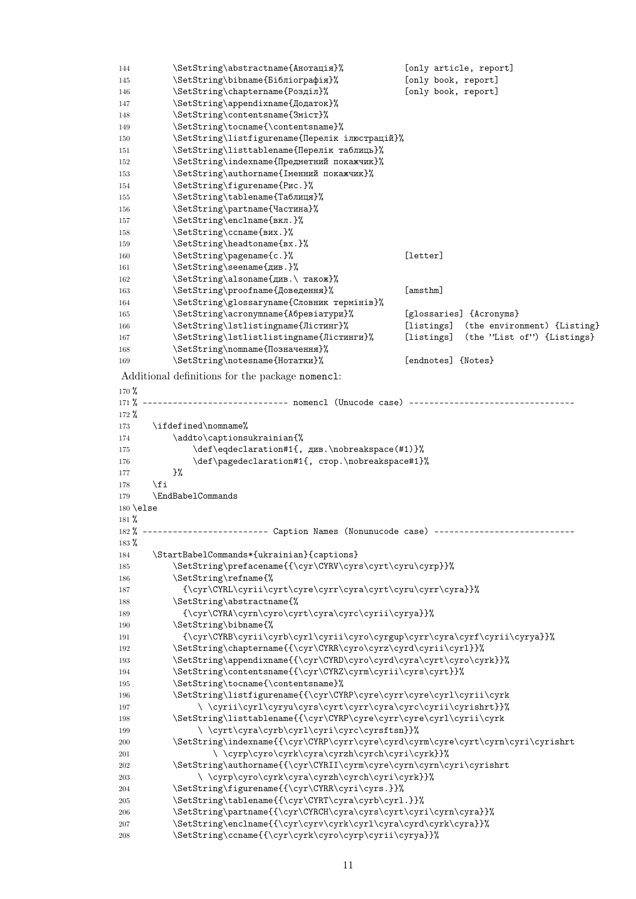```
144        \SetString\abstractname{Анотація}%            [only article, report]
145        \SetString\bibname{Бібліографія}%             [only book, report]
146        \SetString\chaptername{Розділ}%               [only book, report]
147        \SetString\appendixname{Додаток}%
148        \SetString\contentsname{Зміст}%
149        \SetString\tocname{\contentsname}%
150        \SetString\listfigurename{Перелік ілюстрацій}%
151        \SetString\listtablename{Перелік таблиць}%
152        \SetString\indexname{Предметний покажчик}%
153        \SetString\authorname{Іменний покажчик}%
154        \SetString\figurename{Рис.}%
155        \SetString\tablename{Таблиця}%
156        \SetString\partname{Частина}%
157        \SetString\enclname{вкл.}%
158        \SetString\ccname{вих.}%
159        \SetString\headtoname{вх.}%
160        \SetString\pagename{с.}%                      [letter]
161        \SetString\seename{див.}%
162        \SetString\alsoname{див.\ також}%
163        \SetString\proofname{Доведення}%              [amsthm]
164        \SetString\glossaryname{Словник термінів}%
165        \SetString\acronymname{Абревіатури}%          [glossaries] {Acronyms}
166        \SetString\lstlistingname{Лістинг}%           [listings]  (the environment) {Listing}
167        \SetString\lstlistlistingname{Лістинги}%      [listings]  (the ''List of'') {Listings}
168        \SetString\nomname{Позначення}%
169        \SetString\notesname{Нотатки}%                [endnotes] {Notes}
```

Additional definitions for the package nomencl:

```
170 %
171 % ---------------------------- nomencl (Unucode case) --------------------------------
172 %
173    \ifdefined\nomname%
174        \addto\captionsukrainian{%
175            \def\eqdeclaration#1{, див.\nobreakspace(#1)}%
176            \def\pagedeclaration#1{, стор.\nobreakspace#1}%
177        }%
178    \fi
179    \EndBabelCommands
180 \else
181 %
182 % ------------------------ Caption Names (Nonunucode case) ---------------------------
183 %
184    \StartBabelCommands*{ukrainian}{captions}
185        \SetString\prefacename{{\cyr\CYRV\cyrs\cyrt\cyru\cyrp}}%
186        \SetString\refname{%
187          {\cyr\CYRL\cyrii\cyrt\cyre\cyrr\cyra\cyrt\cyru\cyrr\cyra}}%
188        \SetString\abstractname{%
189          {\cyr\CYRA\cyrn\cyro\cyrt\cyra\cyrc\cyrii\cyrya}}%
190        \SetString\bibname{%
191          {\cyr\CYRB\cyrii\cyrb\cyrl\cyrii\cyro\cyrgup\cyrr\cyra\cyrf\cyrii\cyrya}}%
192        \SetString\chaptername{{\cyr\CYRR\cyro\cyrz\cyrd\cyrii\cyrl}}%
193        \SetString\appendixname{{\cyr\CYRD\cyro\cyrd\cyra\cyrt\cyro\cyrk}}%
194        \SetString\contentsname{{\cyr\CYRZ\cyrm\cyrii\cyrs\cyrt}}%
195        \SetString\tocname{\contentsname}%
196        \SetString\listfigurename{{\cyr\CYRP\cyre\cyrr\cyre\cyrl\cyrii\cyrk
197            \ \cyrii\cyrl\cyryu\cyrs\cyrt\cyrr\cyra\cyrc\cyrii\cyrishrt}}%
198        \SetString\listtablename{{\cyr\CYRP\cyre\cyrr\cyre\cyrl\cyrii\cyrk
199            \ \cyrt\cyra\cyrb\cyrl\cyri\cyrc\cyrsftsn}}%
200        \SetString\indexname{{\cyr\CYRP\cyrr\cyre\cyrd\cyrm\cyre\cyrt\cyrn\cyri\cyrishrt
201                \ \cyrp\cyro\cyrk\cyra\cyrzh\cyrch\cyri\cyrk}}%
202        \SetString\authorname{{\cyr\CYRII\cyrm\cyre\cyrn\cyrn\cyri\cyrishrt
203            \ \cyrp\cyro\cyrk\cyra\cyrzh\cyrch\cyri\cyrk}}%
204        \SetString\figurename{{\cyr\CYRR\cyri\cyrs.}}%
205        \SetString\tablename{{\cyr\CYRT\cyra\cyrb\cyrl.}}%
206        \SetString\partname{{\cyr\CYRCH\cyra\cyrs\cyrt\cyri\cyrn\cyra}}%
207        \SetString\enclname{{\cyr\cyrv\cyrk\cyrl\cyra\cyrd\cyrk\cyra}}%
208        \SetString\ccname{{\cyr\cyrk\cyro\cyrp\cyrii\cyrya}}%
```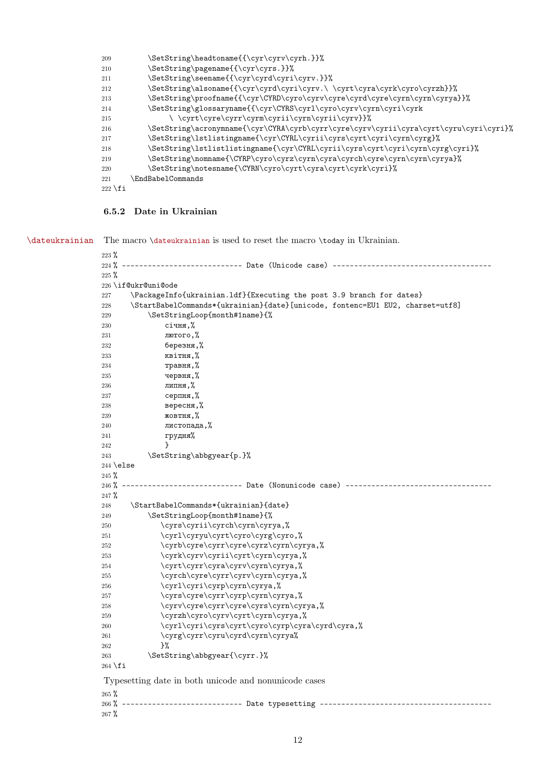```
209         \SetString\headtoname{{\cyr\cyrv\cyrh.}}%
210         \SetString\pagename{{\cyr\cyrs.}}%
211         \SetString\seename{{\cyr\cyrd\cyri\cyrv.}}%
212         \SetString\alsoname{{\cyr\cyrd\cyri\cyrv.\ \cyrt\cyra\cyrk\cyro\cyrzh}}%
213         \SetString\proofname{{\cyr\CYRD\cyro\cyrv\cyre\cyrd\cyre\cyrn\cyrn\cyrya}}%
214         \SetString\glossaryname{{\cyr\CYRS\cyrl\cyro\cyrv\cyrn\cyri\cyrk
215              \ \cyrt\cyre\cyrr\cyrm\cyrii\cyrn\cyrii\cyrv}}%
216         \SetString\acronymname{\cyr\CYRA\cyrb\cyrr\cyre\cyrv\cyrii\cyra\cyrt\cyru\cyri\cyri}%
217         \SetString\lstlistingname{\cyr\CYRL\cyrii\cyrs\cyrt\cyri\cyrn\cyrg}%
218         \SetString\lstlistlistingname{\cyr\CYRL\cyrii\cyrs\cyrt\cyri\cyrn\cyrg\cyri}%
219         \SetString\nomname{\CYRP\cyro\cyrz\cyrn\cyra\cyrch\cyre\cyrn\cyrn\cyrya}%
220         \SetString\notesname{\CYRN\cyro\cyrt\cyra\cyrt\cyrk\cyri}%
221     \EndBabelCommands
222 \fi
```

### 6.5.2 Date in Ukrainian

\dateukrainian The macro \dateukrainian is used to reset the macro \today in Ukrainian.

```
223 %
224 % ---------------------------- Date (Unicode case) -------------------------------------
225 %
226 \if@ukr@uni@ode
227     \PackageInfo{ukrainian.ldf}{Executing the post 3.9 branch for dates}
228     \StartBabelCommands*{ukrainian}{date}[unicode, fontenc=EU1 EU2, charset=utf8]
229         \SetStringLoop{month#1name}{%
230             січня,%
231             лютого,%
232             березня,%
233             квітня,%
234             травня,%
235             червня,%
236             липня,%
237             серпня,%
238             вересня,%
239             жовтня,%
240             листопада,%
241             грудня%
242             }
243         \SetString\abbgyear{р.}%
244 \else
245 %
246 % ---------------------------- Date (Nonunicode case) ----------------------------------
247 %
248     \StartBabelCommands*{ukrainian}{date}
249         \SetStringLoop{month#1name}{%
250            \cyrs\cyrii\cyrch\cyrn\cyrya,%
251            \cyrl\cyryu\cyrt\cyro\cyrg\cyro,%
252            \cyrb\cyre\cyrr\cyre\cyrz\cyrn\cyrya,%
253            \cyrk\cyrv\cyrii\cyrt\cyrn\cyrya,%
254            \cyrt\cyrr\cyra\cyrv\cyrn\cyrya,%
255            \cyrch\cyre\cyrr\cyrv\cyrn\cyrya,%
256            \cyrl\cyri\cyrp\cyrn\cyrya,%
257            \cyrs\cyre\cyrr\cyrp\cyrn\cyrya,%
258            \cyrv\cyre\cyrr\cyre\cyrs\cyrn\cyrya,%
259            \cyrzh\cyro\cyrv\cyrt\cyrn\cyrya,%
260            \cyrl\cyri\cyrs\cyrt\cyro\cyrp\cyra\cyrd\cyra,%
261            \cyrg\cyrr\cyru\cyrd\cyrn\cyrya%
262            }%
263         \SetString\abbgyear{\cyrr.}%
264 \fi
```

Typesetting date in both unicode and nonunicode cases

```
265 %
266 % ---------------------------- Date typesetting ----------------------------------------
267 %
```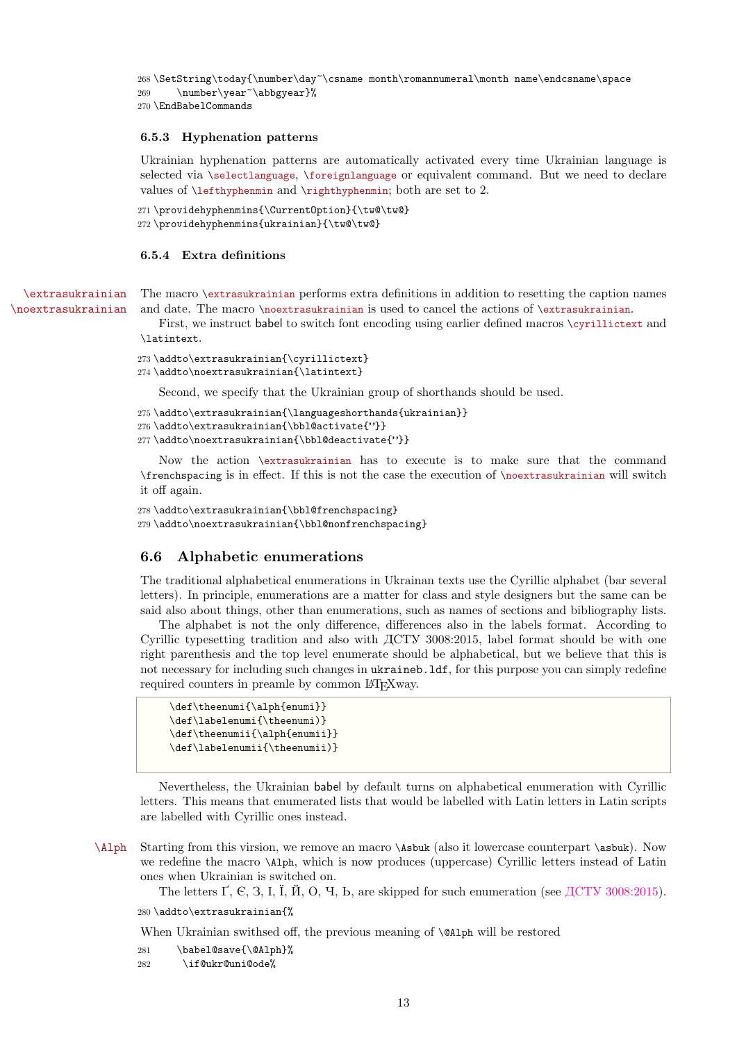```
268 \SetString\today{\number\day~\csname month\romannumeral\month name\endcsname\space
269     \number\year~\abbgyear}%
270 \EndBabelCommands
```

### 6.5.3 Hyphenation patterns

Ukrainian hyphenation patterns are automatically activated every time Ukrainian language is selected via \selectlanguage, \foreignlanguage or equivalent command. But we need to declare values of \lefthyphenmin and \righthyphenmin; both are set to 2.

```
271 \providehyphenmins{\CurrentOption}{\tw@\tw@}
272 \providehyphenmins{ukrainian}{\tw@\tw@}
```

### 6.5.4 Extra definitions

\extrasukrainian \noextrasukrainian

The macro \extrasukrainian performs extra definitions in addition to resetting the caption names and date. The macro \noextrasukrainian is used to cancel the actions of \extrasukrainian.

First, we instruct babel to switch font encoding using earlier defined macros \cyrillictext and \latintext.

```
273 \addto\extrasukrainian{\cyrillictext}
274 \addto\noextrasukrainian{\latintext}
```

Second, we specify that the Ukrainian group of shorthands should be used.

```
275 \addto\extrasukrainian{\languageshorthands{ukrainian}}
276 \addto\extrasukrainian{\bbl@activate{"}}
277 \addto\noextrasukrainian{\bbl@deactivate{"}}
```

Now the action \extrasukrainian has to execute is to make sure that the command \frenchspacing is in effect. If this is not the case the execution of \noextrasukrainian will switch it off again.

```
278 \addto\extrasukrainian{\bbl@frenchspacing}
279 \addto\noextrasukrainian{\bbl@nonfrenchspacing}
```

## 6.6 Alphabetic enumerations

The traditional alphabetical enumerations in Ukranian texts use the Cyrillic alphabet (bar several letters). In principle, enumerations are a matter for class and style designers but the same can be said also about things, other than enumerations, such as names of sections and bibliography lists.

The alphabet is not the only difference, differences also in the labels format. According to Cyrillic typesetting tradition and also with ДСТУ 3008:2015, label format should be with one right parenthesis and the top level enumerate should be alphabetical, but we believe that this is not necessary for including such changes in ukraineb.ldf, for this purpose you can simply redefine required counters in preamle by common LaTeXway.

```
\def\theenumi{\alph{enumi}}
\def\labelenumi{\theenumi)}
\def\theenumii{\alph{enumii}}
\def\labelenumii{\theenumii)}
```

Nevertheless, the Ukrainian babel by default turns on alphabetical enumeration with Cyrillic letters. This means that enumerated lists that would be labelled with Latin letters in Latin scripts are labelled with Cyrillic ones instead.

\Alph

Starting from this virsion, we remove an macro \Asbuk (also it lowercase counterpart \asbuk). Now we redefine the macro \Alph, which is now produces (uppercase) Cyrillic letters instead of Latin ones when Ukrainian is switched on.

The letters Ґ, Є, З, І, Ї, Й, О, Ч, Ь, are skipped for such enumeration (see ДСТУ 3008:2015).

```
280 \addto\extrasukrainian{%
```

When Ukrainian swithsed off, the previous meaning of \@Alph will be restored

```
281     \babel@save{\@Alph}%
282      \if@ukr@uni@ode%
```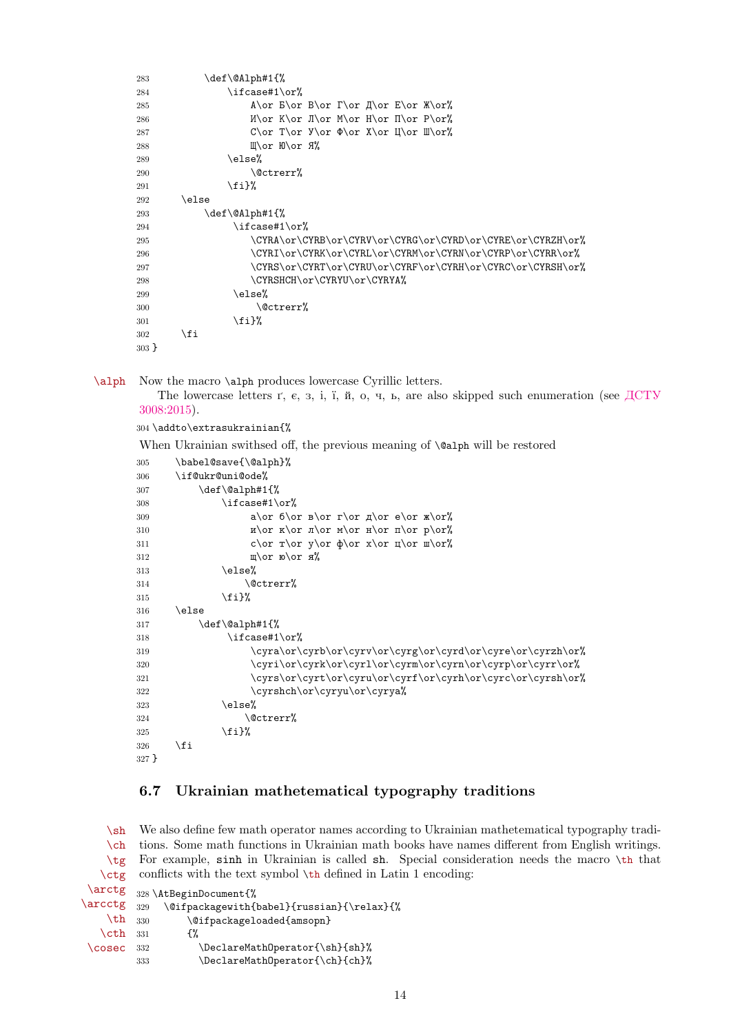```
283         \def\@Alph#1{%
284             \ifcase#1\or%
285                 А\or Б\or В\or Г\or Д\or Е\or Ж\or%
286                 И\or К\or Л\or М\or Н\or П\or Р\or%
287                 С\or Т\or У\or Ф\or Х\or Ц\or Ш\or%
288                 Щ\or Ю\or Я%
289             \else%
290                 \@ctrerr%
291             \fi}%
292     \else
293         \def\@Alph#1{%
294              \ifcase#1\or%
295                 \CYRA\or\CYRB\or\CYRV\or\CYRG\or\CYRD\or\CYRE\or\CYRZH\or%
296                 \CYRI\or\CYRK\or\CYRL\or\CYRM\or\CYRN\or\CYRP\or\CYRR\or%
297                 \CYRS\or\CYRT\or\CYRU\or\CYRF\or\CYRH\or\CYRC\or\CYRSH\or%
298                 \CYRSHCH\or\CYRYU\or\CYRYA%
299              \else%
300                  \@ctrerr%
301              \fi}%
302     \fi
303 }
```

\alph Now the macro `\alph` produces lowercase Cyrillic letters.

The lowercase letters ґ, є, з, і, ї, й, о, ч, ь, are also skipped such enumeration (see ДСТУ 3008:2015).

```
304 \addto\extrasukrainian{%
```

When Ukrainian swithsed off, the previous meaning of `\@alph` will be restored

```
305     \babel@save{\@alph}%
306     \if@ukr@uni@ode%
307         \def\@alph#1{%
308             \ifcase#1\or%
309                 а\or б\or в\or г\or д\or е\or ж\or%
310                 и\or к\or л\or м\or н\or п\or р\or%
311                 с\or т\or у\or ф\or х\or ц\or ш\or%
312                 щ\or ю\or я%
313             \else%
314                 \@ctrerr%
315             \fi}%
316     \else
317         \def\@alph#1{%
318              \ifcase#1\or%
319                 \cyra\or\cyrb\or\cyrv\or\cyrg\or\cyrd\or\cyre\or\cyrzh\or%
320                 \cyri\or\cyrk\or\cyrl\or\cyrm\or\cyrn\or\cyrp\or\cyrr\or%
321                 \cyrs\or\cyrt\or\cyru\or\cyrf\or\cyrh\or\cyrc\or\cyrsh\or%
322                 \cyrshch\or\cyryu\or\cyrya%
323             \else%
324                 \@ctrerr%
325             \fi}%
326     \fi
327 }
```

## 6.7 Ukrainian mathetematical typography traditions

\sh \ch \tg \ctg \arctg \arcctg \th \cth \cosec

We also define few math operator names according to Ukrainian mathetematical typography traditions. Some math functions in Ukrainian math books have names different from English writings. For example, `sinh` in Ukrainian is called `sh`. Special consideration needs the macro `\th` that conflicts with the text symbol `\th` defined in Latin 1 encoding:

```
328 \AtBeginDocument{%
329   \@ifpackagewith{babel}{russian}{\relax}{%
330       \@ifpackageloaded{amsopn}
331       {%
332         \DeclareMathOperator{\sh}{sh}%
333         \DeclareMathOperator{\ch}{ch}%
```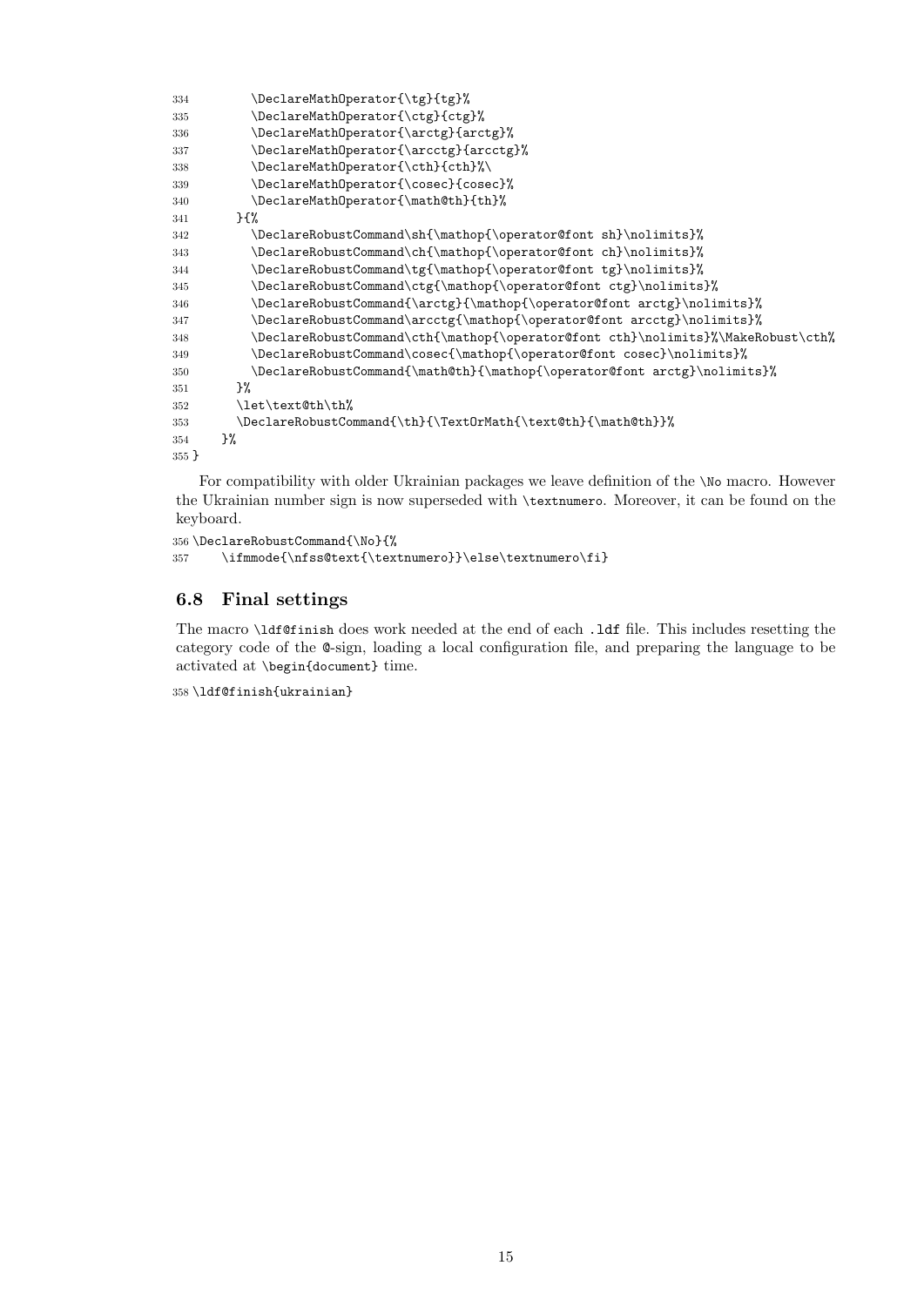```
334         \DeclareMathOperator{\tg}{tg}%
335         \DeclareMathOperator{\ctg}{ctg}%
336         \DeclareMathOperator{\arctg}{arctg}%
337         \DeclareMathOperator{\arcctg}{arcctg}%
338         \DeclareMathOperator{\cth}{cth}%\
339         \DeclareMathOperator{\cosec}{cosec}%
340         \DeclareMathOperator{\math@th}{th}%
341       }{%
342         \DeclareRobustCommand\sh{\mathop{\operator@font sh}\nolimits}%
343         \DeclareRobustCommand\ch{\mathop{\operator@font ch}\nolimits}%
344         \DeclareRobustCommand\tg{\mathop{\operator@font tg}\nolimits}%
345         \DeclareRobustCommand\ctg{\mathop{\operator@font ctg}\nolimits}%
346         \DeclareRobustCommand{\arctg}{\mathop{\operator@font arctg}\nolimits}%
347         \DeclareRobustCommand\arcctg{\mathop{\operator@font arcctg}\nolimits}%
348         \DeclareRobustCommand\cth{\mathop{\operator@font cth}\nolimits}%\MakeRobust\cth%
349         \DeclareRobustCommand\cosec{\mathop{\operator@font cosec}\nolimits}%
350         \DeclareRobustCommand{\math@th}{\mathop{\operator@font arctg}\nolimits}%
351       }%
352       \let\text@th\th%
353       \DeclareRobustCommand{\th}{\TextOrMath{\text@th}{\math@th}}%
354     }%
355 }
```

For compatibility with older Ukrainian packages we leave definition of the `\No` macro. However the Ukrainian number sign is now superseded with `\textnumero`. Moreover, it can be found on the keyboard.

```
356 \DeclareRobustCommand{\No}{%
357     \ifmmode{\nfss@text{\textnumero}}\else\textnumero\fi}
```

### 6.8 Final settings

The macro `\ldf@finish` does work needed at the end of each `.ldf` file. This includes resetting the category code of the @-sign, loading a local configuration file, and preparing the language to be activated at `\begin{document}` time.

```
358 \ldf@finish{ukrainian}
```